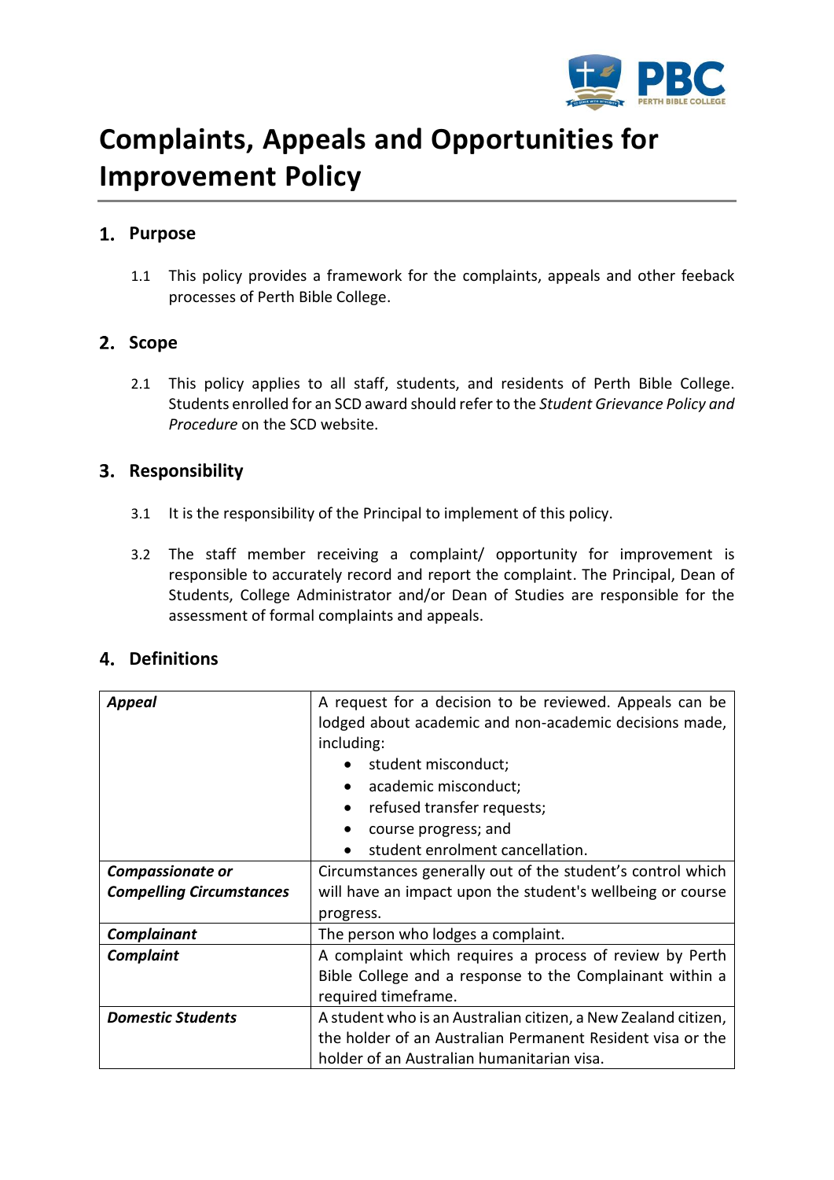# Complaints, Appeals and Opportunities for Improvement Policy

## 1. Purpose

1.1 This policy provides a framework for the complaints, appeals and other feeback processes of Perth Bible College.

## 2. Scope

2.1 This policy applies to all staff, students, and residents of Perth Bible College. Students enrolled for an SCD award should refer to the *Student Grievance Policy and Procedure* on the SCD website.

## 3. Responsibility

3.1 It is the responsibility of the Principal to implement of this policy.

3.2 The staff member receiving a complaint/ opportunity for improvement is responsible to accurately record and report the complaint. The Principal, Dean of Students, College Administrator and/or Dean of Studies are responsible for the assessment of formal complaints and appeals.

## 4. Definitions

| | |
|---|---|
| ***Appeal*** | A request for a decision to be reviewed. Appeals can be lodged about academic and non-academic decisions made, including:<br>• student misconduct;<br>• academic misconduct;<br>• refused transfer requests;<br>• course progress; and<br>• student enrolment cancellation. |
| ***Compassionate or Compelling Circumstances*** | Circumstances generally out of the student's control which will have an impact upon the student's wellbeing or course progress. |
| ***Complainant*** | The person who lodges a complaint. |
| ***Complaint*** | A complaint which requires a process of review by Perth Bible College and a response to the Complainant within a required timeframe. |
| ***Domestic Students*** | A student who is an Australian citizen, a New Zealand citizen, the holder of an Australian Permanent Resident visa or the holder of an Australian humanitarian visa. |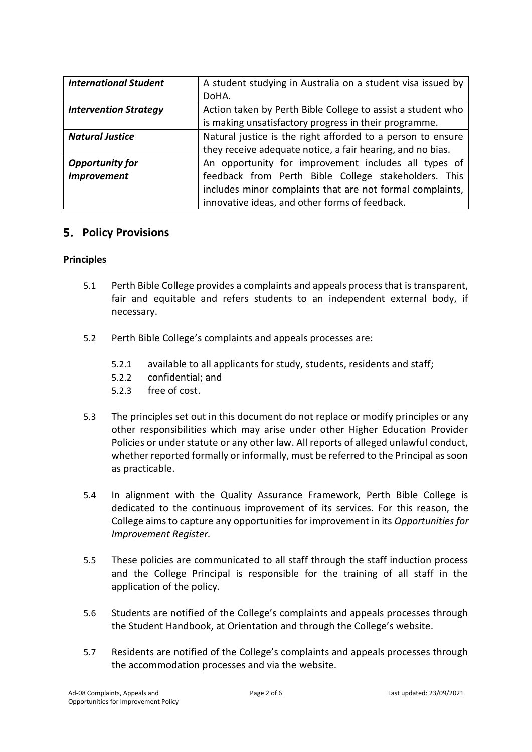| | |
|---|---|
| ***International Student*** | A student studying in Australia on a student visa issued by DoHA. |
| ***Intervention Strategy*** | Action taken by Perth Bible College to assist a student who is making unsatisfactory progress in their programme. |
| ***Natural Justice*** | Natural justice is the right afforded to a person to ensure they receive adequate notice, a fair hearing, and no bias. |
| ***Opportunity for Improvement*** | An opportunity for improvement includes all types of feedback from Perth Bible College stakeholders. This includes minor complaints that are not formal complaints, innovative ideas, and other forms of feedback. |

## 5. Policy Provisions

**Principles**

5.1 Perth Bible College provides a complaints and appeals process that is transparent, fair and equitable and refers students to an independent external body, if necessary.

5.2 Perth Bible College's complaints and appeals processes are:

5.2.1 available to all applicants for study, students, residents and staff;
5.2.2 confidential; and
5.2.3 free of cost.

5.3 The principles set out in this document do not replace or modify principles or any other responsibilities which may arise under other Higher Education Provider Policies or under statute or any other law. All reports of alleged unlawful conduct, whether reported formally or informally, must be referred to the Principal as soon as practicable.

5.4 In alignment with the Quality Assurance Framework, Perth Bible College is dedicated to the continuous improvement of its services. For this reason, the College aims to capture any opportunities for improvement in its *Opportunities for Improvement Register.*

5.5 These policies are communicated to all staff through the staff induction process and the College Principal is responsible for the training of all staff in the application of the policy.

5.6 Students are notified of the College's complaints and appeals processes through the Student Handbook, at Orientation and through the College's website.

5.7 Residents are notified of the College's complaints and appeals processes through the accommodation processes and via the website.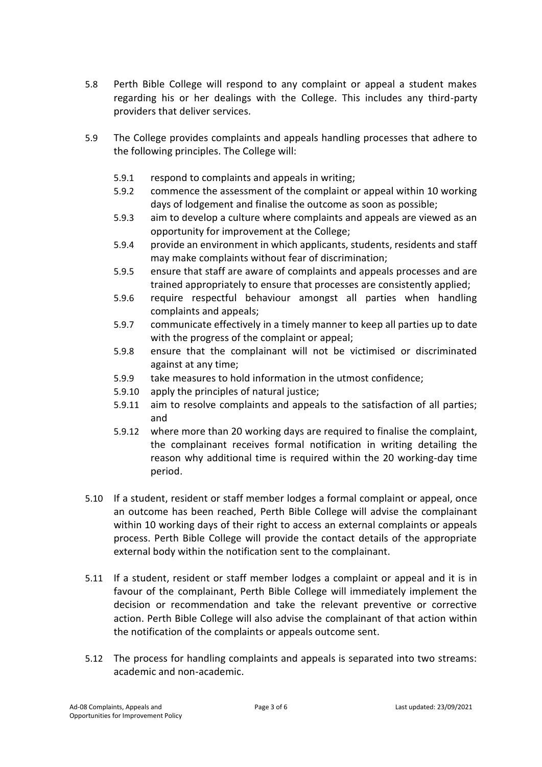5.8 Perth Bible College will respond to any complaint or appeal a student makes regarding his or her dealings with the College. This includes any third-party providers that deliver services.

5.9 The College provides complaints and appeals handling processes that adhere to the following principles. The College will:

- 5.9.1 respond to complaints and appeals in writing;
- 5.9.2 commence the assessment of the complaint or appeal within 10 working days of lodgement and finalise the outcome as soon as possible;
- 5.9.3 aim to develop a culture where complaints and appeals are viewed as an opportunity for improvement at the College;
- 5.9.4 provide an environment in which applicants, students, residents and staff may make complaints without fear of discrimination;
- 5.9.5 ensure that staff are aware of complaints and appeals processes and are trained appropriately to ensure that processes are consistently applied;
- 5.9.6 require respectful behaviour amongst all parties when handling complaints and appeals;
- 5.9.7 communicate effectively in a timely manner to keep all parties up to date with the progress of the complaint or appeal;
- 5.9.8 ensure that the complainant will not be victimised or discriminated against at any time;
- 5.9.9 take measures to hold information in the utmost confidence;
- 5.9.10 apply the principles of natural justice;
- 5.9.11 aim to resolve complaints and appeals to the satisfaction of all parties; and
- 5.9.12 where more than 20 working days are required to finalise the complaint, the complainant receives formal notification in writing detailing the reason why additional time is required within the 20 working-day time period.

5.10 If a student, resident or staff member lodges a formal complaint or appeal, once an outcome has been reached, Perth Bible College will advise the complainant within 10 working days of their right to access an external complaints or appeals process. Perth Bible College will provide the contact details of the appropriate external body within the notification sent to the complainant.

5.11 If a student, resident or staff member lodges a complaint or appeal and it is in favour of the complainant, Perth Bible College will immediately implement the decision or recommendation and take the relevant preventive or corrective action. Perth Bible College will also advise the complainant of that action within the notification of the complaints or appeals outcome sent.

5.12 The process for handling complaints and appeals is separated into two streams: academic and non-academic.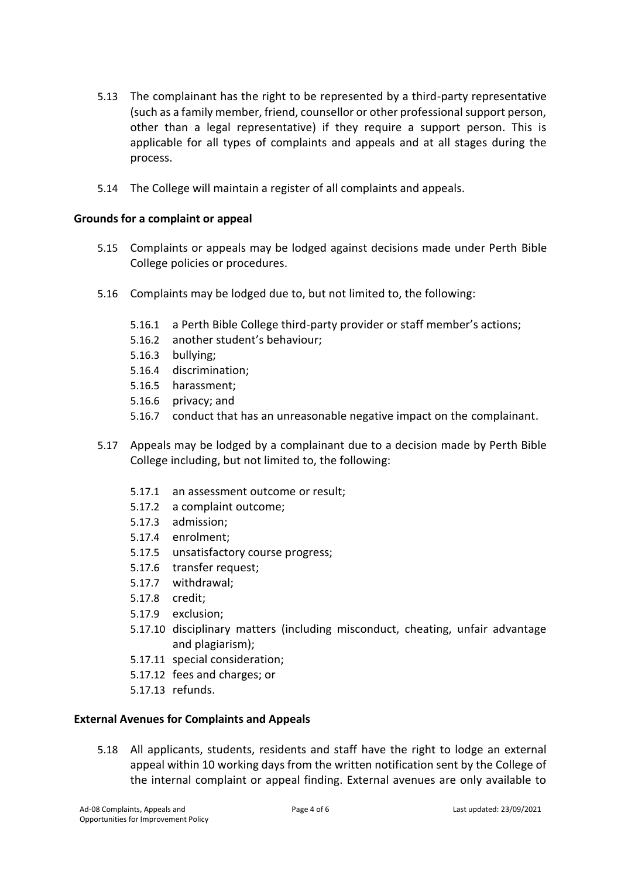5.13 The complainant has the right to be represented by a third-party representative (such as a family member, friend, counsellor or other professional support person, other than a legal representative) if they require a support person. This is applicable for all types of complaints and appeals and at all stages during the process.

5.14 The College will maintain a register of all complaints and appeals.

**Grounds for a complaint or appeal**

5.15 Complaints or appeals may be lodged against decisions made under Perth Bible College policies or procedures.

5.16 Complaints may be lodged due to, but not limited to, the following:

- 5.16.1 a Perth Bible College third-party provider or staff member's actions;
- 5.16.2 another student's behaviour;
- 5.16.3 bullying;
- 5.16.4 discrimination;
- 5.16.5 harassment;
- 5.16.6 privacy; and
- 5.16.7 conduct that has an unreasonable negative impact on the complainant.

5.17 Appeals may be lodged by a complainant due to a decision made by Perth Bible College including, but not limited to, the following:

- 5.17.1 an assessment outcome or result;
- 5.17.2 a complaint outcome;
- 5.17.3 admission;
- 5.17.4 enrolment;
- 5.17.5 unsatisfactory course progress;
- 5.17.6 transfer request;
- 5.17.7 withdrawal;
- 5.17.8 credit;
- 5.17.9 exclusion;
- 5.17.10 disciplinary matters (including misconduct, cheating, unfair advantage and plagiarism);
- 5.17.11 special consideration;
- 5.17.12 fees and charges; or
- 5.17.13 refunds.

**External Avenues for Complaints and Appeals**

5.18 All applicants, students, residents and staff have the right to lodge an external appeal within 10 working days from the written notification sent by the College of the internal complaint or appeal finding. External avenues are only available to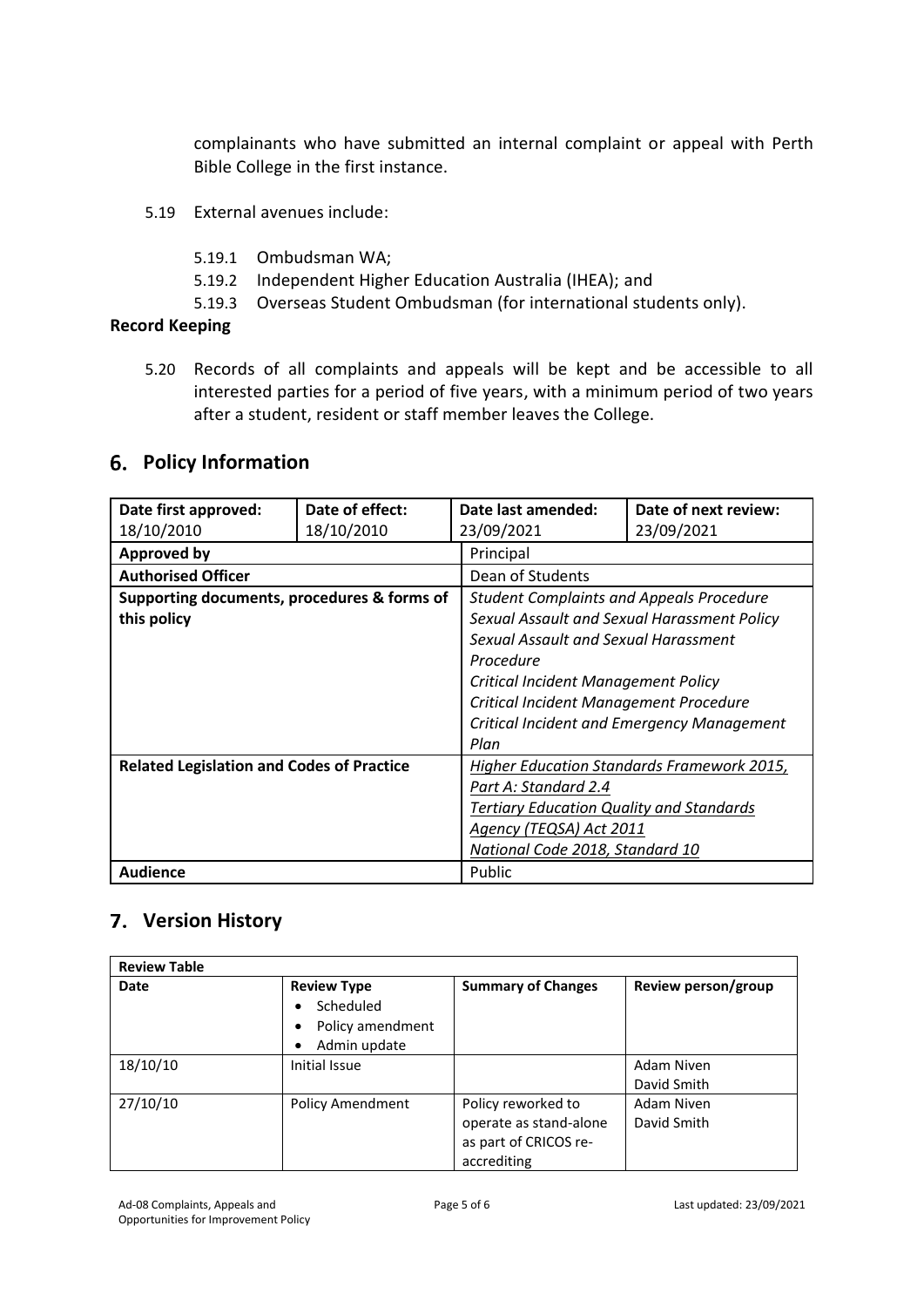complainants who have submitted an internal complaint or appeal with Perth Bible College in the first instance.

5.19 External avenues include:

5.19.1 Ombudsman WA;

5.19.2 Independent Higher Education Australia (IHEA); and

5.19.3 Overseas Student Ombudsman (for international students only).

**Record Keeping**

5.20 Records of all complaints and appeals will be kept and be accessible to all interested parties for a period of five years, with a minimum period of two years after a student, resident or staff member leaves the College.

## 6. Policy Information

| **Date first approved:** 18/10/2010 | **Date of effect:** 18/10/2010 | **Date last amended:** 23/09/2021 | **Date of next review:** 23/09/2021 |
|---|---|---|---|
| **Approved by** | | Principal | |
| **Authorised Officer** | | Dean of Students | |
| **Supporting documents, procedures & forms of this policy** | | *Student Complaints and Appeals Procedure*<br>*Sexual Assault and Sexual Harassment Policy*<br>*Sexual Assault and Sexual Harassment Procedure*<br>*Critical Incident Management Policy*<br>*Critical Incident Management Procedure*<br>*Critical Incident and Emergency Management Plan* | |
| **Related Legislation and Codes of Practice** | | *Higher Education Standards Framework 2015, Part A: Standard 2.4*<br>*Tertiary Education Quality and Standards Agency (TEQSA) Act 2011*<br>*National Code 2018, Standard 10* | |
| **Audience** | | Public | |

## 7. Version History

| **Review Table** | | | |
|---|---|---|---|
| **Date** | **Review Type**<br>• Scheduled<br>• Policy amendment<br>• Admin update | **Summary of Changes** | **Review person/group** |
| 18/10/10 | Initial Issue | | Adam Niven<br>David Smith |
| 27/10/10 | Policy Amendment | Policy reworked to operate as stand-alone as part of CRICOS re-accrediting | Adam Niven<br>David Smith |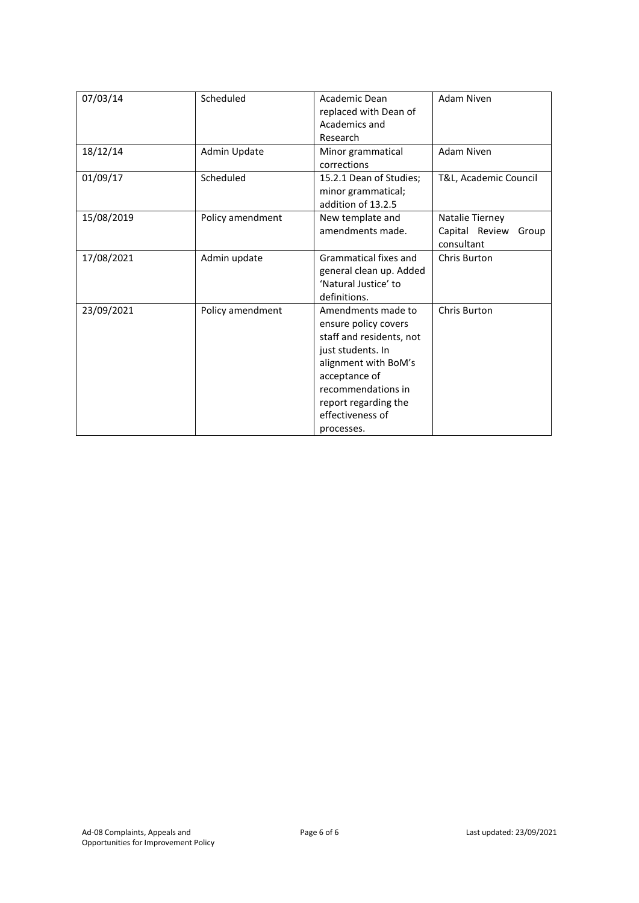| | | | |
|---|---|---|---|
| 07/03/14 | Scheduled | Academic Dean replaced with Dean of Academics and Research | Adam Niven |
| 18/12/14 | Admin Update | Minor grammatical corrections | Adam Niven |
| 01/09/17 | Scheduled | 15.2.1 Dean of Studies; minor grammatical; addition of 13.2.5 | T&L, Academic Council |
| 15/08/2019 | Policy amendment | New template and amendments made. | Natalie Tierney Capital Review Group consultant |
| 17/08/2021 | Admin update | Grammatical fixes and general clean up. Added 'Natural Justice' to definitions. | Chris Burton |
| 23/09/2021 | Policy amendment | Amendments made to ensure policy covers staff and residents, not just students. In alignment with BoM's acceptance of recommendations in report regarding the effectiveness of processes. | Chris Burton |